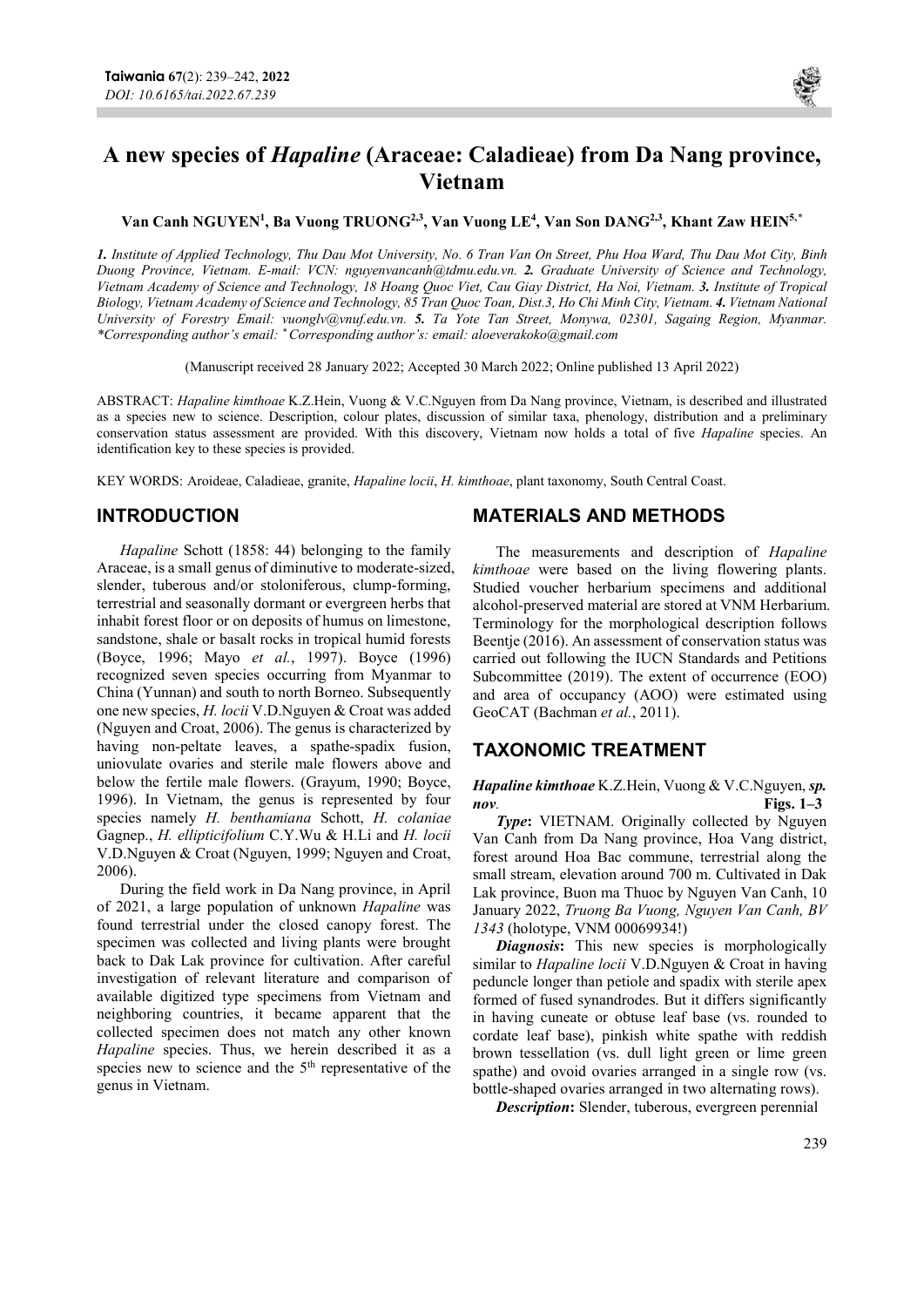# A new species of *Hapaline* (Araceae: Caladieae) from Da Nang province, Vietnam

**Van Canh NGUYEN[1], Ba Vuong TRUONG[2,3], Van Vuong LE[4], Van Son DANG[2,3], Khant Zaw HEIN[5,*]**

*1. Institute of Applied Technology, Thu Dau Mot University, No. 6 Tran Van On Street, Phu Hoa Ward, Thu Dau Mot City, Binh Duong Province, Vietnam. E-mail: VCN: nguyenvancanh@tdmu.edu.vn. 2. Graduate University of Science and Technology, Vietnam Academy of Science and Technology, 18 Hoang Quoc Viet, Cau Giay District, Ha Noi, Vietnam. 3. Institute of Tropical Biology, Vietnam Academy of Science and Technology, 85 Tran Quoc Toan, Dist.3, Ho Chi Minh City, Vietnam. 4. Vietnam National University of Forestry Email: vuonglv@vnuf.edu.vn. 5. Ta Yote Tan Street, Monywa, 02301, Sagaing Region, Myanmar. *Corresponding author's email: * Corresponding author's: email: aloeverakoko@gmail.com*

(Manuscript received 28 January 2022; Accepted 30 March 2022; Online published 13 April 2022)

ABSTRACT: *Hapaline kimthoae* K.Z.Hein, Vuong & V.C.Nguyen from Da Nang province, Vietnam, is described and illustrated as a species new to science. Description, colour plates, discussion of similar taxa, phenology, distribution and a preliminary conservation status assessment are provided. With this discovery, Vietnam now holds a total of five *Hapaline* species. An identification key to these species is provided.

KEY WORDS: Aroideae, Caladieae, granite, *Hapaline locii*, *H. kimthoae*, plant taxonomy, South Central Coast.

## INTRODUCTION

*Hapaline* Schott (1858: 44) belonging to the family Araceae, is a small genus of diminutive to moderate-sized, slender, tuberous and/or stoloniferous, clump-forming, terrestrial and seasonally dormant or evergreen herbs that inhabit forest floor or on deposits of humus on limestone, sandstone, shale or basalt rocks in tropical humid forests (Boyce, 1996; Mayo *et al.*, 1997). Boyce (1996) recognized seven species occurring from Myanmar to China (Yunnan) and south to north Borneo. Subsequently one new species, *H. locii* V.D.Nguyen & Croat was added (Nguyen and Croat, 2006). The genus is characterized by having non-peltate leaves, a spathe-spadix fusion, uniovulate ovaries and sterile male flowers above and below the fertile male flowers. (Grayum, 1990; Boyce, 1996). In Vietnam, the genus is represented by four species namely *H. benthamiana* Schott, *H. colaniae* Gagnep., *H. ellipticifolium* C.Y.Wu & H.Li and *H. locii* V.D.Nguyen & Croat (Nguyen, 1999; Nguyen and Croat, 2006).

During the field work in Da Nang province, in April of 2021, a large population of unknown *Hapaline* was found terrestrial under the closed canopy forest. The specimen was collected and living plants were brought back to Dak Lak province for cultivation. After careful investigation of relevant literature and comparison of available digitized type specimens from Vietnam and neighboring countries, it became apparent that the collected specimen does not match any other known *Hapaline* species. Thus, we herein described it as a species new to science and the 5th representative of the genus in Vietnam.

## MATERIALS AND METHODS

The measurements and description of *Hapaline kimthoae* were based on the living flowering plants. Studied voucher herbarium specimens and additional alcohol-preserved material are stored at VNM Herbarium. Terminology for the morphological description follows Beentje (2016). An assessment of conservation status was carried out following the IUCN Standards and Petitions Subcommittee (2019). The extent of occurrence (EOO) and area of occupancy (AOO) were estimated using GeoCAT (Bachman *et al.*, 2011).

## TAXONOMIC TREATMENT

***Hapaline kimthoae*** **K.Z.Hein, Vuong & V.C.Nguyen,** ***sp. nov.*** **Figs. 1–3**

***Type*****:** VIETNAM. Originally collected by Nguyen Van Canh from Da Nang province, Hoa Vang district, forest around Hoa Bac commune, terrestrial along the small stream, elevation around 700 m. Cultivated in Dak Lak province, Buon ma Thuoc by Nguyen Van Canh, 10 January 2022, *Truong Ba Vuong, Nguyen Van Canh, BV 1343* (holotype, VNM 00069934!)

***Diagnosis*****:** This new species is morphologically similar to *Hapaline locii* V.D.Nguyen & Croat in having peduncle longer than petiole and spadix with sterile apex formed of fused synandrodes. But it differs significantly in having cuneate or obtuse leaf base (vs. rounded to cordate leaf base), pinkish white spathe with reddish brown tessellation (vs. dull light green or lime green spathe) and ovoid ovaries arranged in a single row (vs. bottle-shaped ovaries arranged in two alternating rows).

***Description*****:** Slender, tuberous, evergreen perennial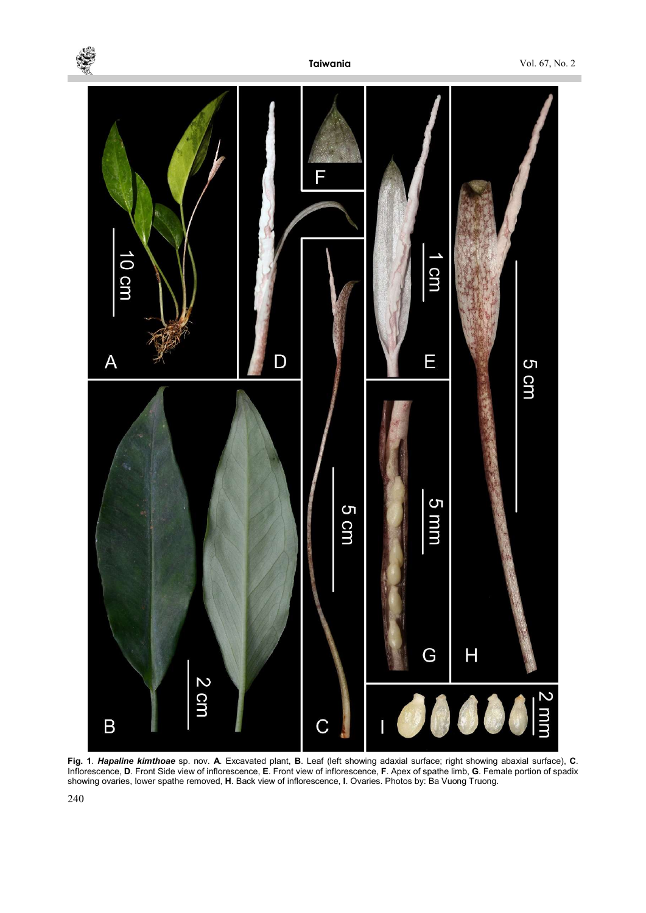**Fig. 1**. ***Hapaline kimthoae*** sp. nov. **A**. Excavated plant, **B**. Leaf (left showing adaxial surface; right showing abaxial surface), **C**. Inflorescence, **D**. Front Side view of inflorescence, **E**. Front view of inflorescence, **F**. Apex of spathe limb, **G**. Female portion of spadix showing ovaries, lower spathe removed, **H**. Back view of inflorescence, **I**. Ovaries. Photos by: Ba Vuong Truong.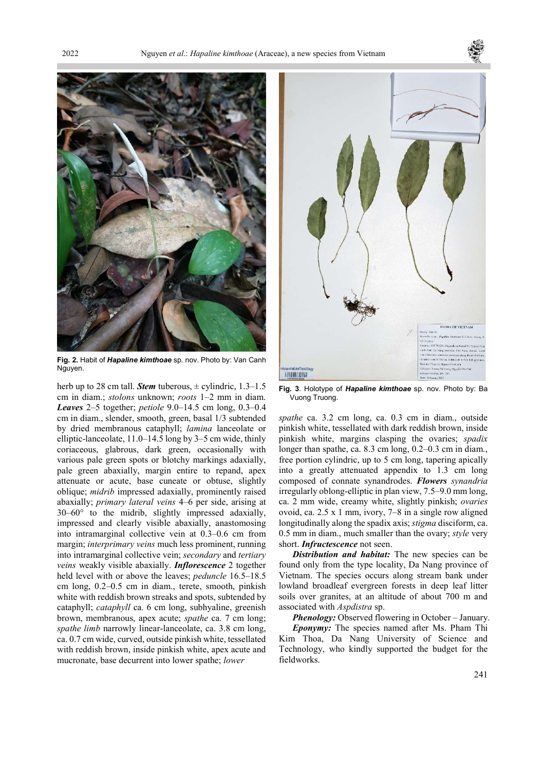Fig. 2. Habit of ***Hapaline kimthoae*** sp. nov. Photo by: Van Canh Nguyen.

Fig. 3. Holotype of ***Hapaline kimthoae*** sp. nov. Photo by: Ba Vuong Truong.

herb up to 28 cm tall. ***Stem*** tuberous, ± cylindric, 1.3–1.5 cm in diam.; *stolons* unknown; *roots* 1–2 mm in diam. ***Leaves*** 2–5 together; *petiole* 9.0–14.5 cm long, 0.3–0.4 cm in diam., slender, smooth, green, basal 1/3 subtended by dried membranous cataphyll; *lamina* lanceolate or elliptic-lanceolate, 11.0–14.5 long by 3–5 cm wide, thinly coriaceous, glabrous, dark green, occasionally with various pale green spots or blotchy markings adaxially, pale green abaxially, margin entire to repand, apex attenuate or acute, base cuneate or obtuse, slightly oblique; *midrib* impressed adaxially, prominently raised abaxially; *primary lateral veins* 4–6 per side, arising at 30–60° to the midrib, slightly impressed adaxially, impressed and clearly visible abaxially, anastomosing into intramarginal collective vein at 0.3–0.6 cm from margin; *interprimary veins* much less prominent, running into intramarginal collective vein; *secondary* and *tertiary veins* weakly visible abaxially. ***Inflorescence*** 2 together held level with or above the leaves; *peduncle* 16.5–18.5 cm long, 0.2–0.5 cm in diam., terete, smooth, pinkish white with reddish brown streaks and spots, subtended by cataphyll; *cataphyll* ca. 6 cm long, subhyaline, greenish brown, membranous, apex acute; *spathe* ca. 7 cm long; *spathe limb* narrowly linear-lanceolate, ca. 3.8 cm long, ca. 0.7 cm wide, curved, outside pinkish white, tessellated with reddish brown, inside pinkish white, apex acute and mucronate, base decurrent into lower spathe; *lower spathe* ca. 3.2 cm long, ca. 0.3 cm in diam., outside pinkish white, tessellated with dark reddish brown, inside pinkish white, margins clasping the ovaries; *spadix* longer than spathe, ca. 8.3 cm long, 0.2–0.3 cm in diam., free portion cylindric, up to 5 cm long, tapering apically into a greatly attenuated appendix to 1.3 cm long composed of connate synandrodes. ***Flowers*** *synandria* irregularly oblong-elliptic in plan view, 7.5–9.0 mm long, ca. 2 mm wide, creamy white, slightly pinkish; *ovaries* ovoid, ca. 2.5 x 1 mm, ivory, 7–8 in a single row aligned longitudinally along the spadix axis; *stigma* disciform, ca. 0.5 mm in diam., much smaller than the ovary; *style* very short. ***Infructescence*** not seen.

***Distribution and habitat:*** The new species can be found only from the type locality, Da Nang province of Vietnam. The species occurs along stream bank under lowland broadleaf evergreen forests in deep leaf litter soils over granites, at an altitude of about 700 m and associated with *Aspdistra* sp.

***Phenology:*** Observed flowering in October – January.

***Eponymy:*** The species named after Ms. Pham Thi Kim Thoa, Da Nang University of Science and Technology, who kindly supported the budget for the fieldworks.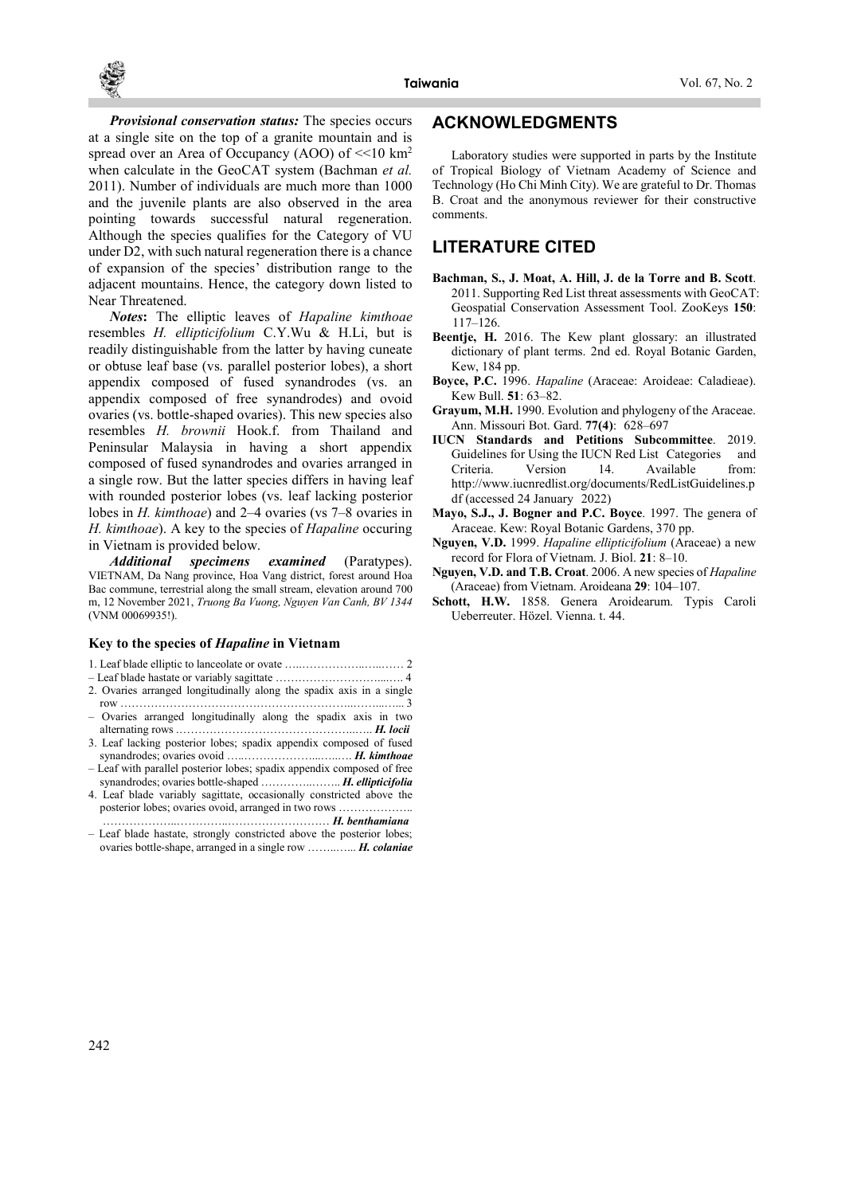***Provisional conservation status:*** The species occurs at a single site on the top of a granite mountain and is spread over an Area of Occupancy (AOO) of <<10 km$^2$ when calculate in the GeoCAT system (Bachman *et al.* 2011). Number of individuals are much more than 1000 and the juvenile plants are also observed in the area pointing towards successful natural regeneration. Although the species qualifies for the Category of VU under D2, with such natural regeneration there is a chance of expansion of the species' distribution range to the adjacent mountains. Hence, the category down listed to Near Threatened.

***Notes*:** The elliptic leaves of *Hapaline kimthoae* resembles *H. ellipticifolium* C.Y.Wu & H.Li, but is readily distinguishable from the latter by having cuneate or obtuse leaf base (vs. parallel posterior lobes), a short appendix composed of fused synandrodes (vs. an appendix composed of free synandrodes) and ovoid ovaries (vs. bottle-shaped ovaries). This new species also resembles *H. brownii* Hook.f. from Thailand and Peninsular Malaysia in having a short appendix composed of fused synandrodes and ovaries arranged in a single row. But the latter species differs in having leaf with rounded posterior lobes (vs. leaf lacking posterior lobes in *H. kimthoae*) and 2–4 ovaries (vs 7–8 ovaries in *H. kimthoae*). A key to the species of *Hapaline* occuring in Vietnam is provided below.

***Additional specimens examined*** (Paratypes). VIETNAM, Da Nang province, Hoa Vang district, forest around Hoa Bac commune, terrestrial along the small stream, elevation around 700 m, 12 November 2021, *Truong Ba Vuong, Nguyen Van Canh, BV 1344* (VNM 00069935!).

### Key to the species of *Hapaline* in Vietnam

1. Leaf blade elliptic to lanceolate or ovate …..…………….…..…… 2
– Leaf blade hastate or variably sagittate ……………………...….. 4
2. Ovaries arranged longitudinally along the spadix axis in a single row ………………………………………………..……...….. 3
– Ovaries arranged longitudinally along the spadix axis in two alternating rows ..…………………………………...….. ***H. locii***
3. Leaf lacking posterior lobes; spadix appendix composed of fused synandrodes; ovaries ovoid …..………………...…..… ***H. kimthoae***
– Leaf with parallel posterior lobes; spadix appendix composed of free synandrodes; ovaries bottle-shaped …………..…….. ***H. ellipticifolia***
4. Leaf blade variably sagittate, occasionally constricted above the posterior lobes; ovaries ovoid, arranged in two rows ……………….. ………………..…………..……………………… ***H. benthamiana***
– Leaf blade hastate, strongly constricted above the posterior lobes; ovaries bottle-shape, arranged in a single row ……..…... ***H. colaniae***

## ACKNOWLEDGMENTS

Laboratory studies were supported in parts by the Institute of Tropical Biology of Vietnam Academy of Science and Technology (Ho Chi Minh City). We are grateful to Dr. Thomas B. Croat and the anonymous reviewer for their constructive comments.

## LITERATURE CITED

**Bachman, S., J. Moat, A. Hill, J. de la Torre and B. Scott**. 2011. Supporting Red List threat assessments with GeoCAT: Geospatial Conservation Assessment Tool. ZooKeys **150**: 117–126.

**Beentje, H.** 2016. The Kew plant glossary: an illustrated dictionary of plant terms. 2nd ed. Royal Botanic Garden, Kew, 184 pp.

**Boyce, P.C.** 1996. *Hapaline* (Araceae: Aroideae: Caladieae). Kew Bull. **51**: 63–82.

**Grayum, M.H.** 1990. Evolution and phylogeny of the Araceae. Ann. Missouri Bot. Gard. **77(4)**: 628–697

**IUCN Standards and Petitions Subcommittee**. 2019. Guidelines for Using the IUCN Red List Categories and Criteria. Version 14. Available from: http://www.iucnredlist.org/documents/RedListGuidelines.pdf (accessed 24 January 2022)

**Mayo, S.J., J. Bogner and P.C. Boyce**. 1997. The genera of Araceae. Kew: Royal Botanic Gardens, 370 pp.

**Nguyen, V.D.** 1999. *Hapaline ellipticifolium* (Araceae) a new record for Flora of Vietnam. J. Biol. **21**: 8–10.

**Nguyen, V.D. and T.B. Croat**. 2006. A new species of *Hapaline* (Araceae) from Vietnam. Aroideana **29**: 104–107.

**Schott, H.W.** 1858. Genera Aroidearum. Typis Caroli Ueberreuter. Hözel. Vienna. t. 44.